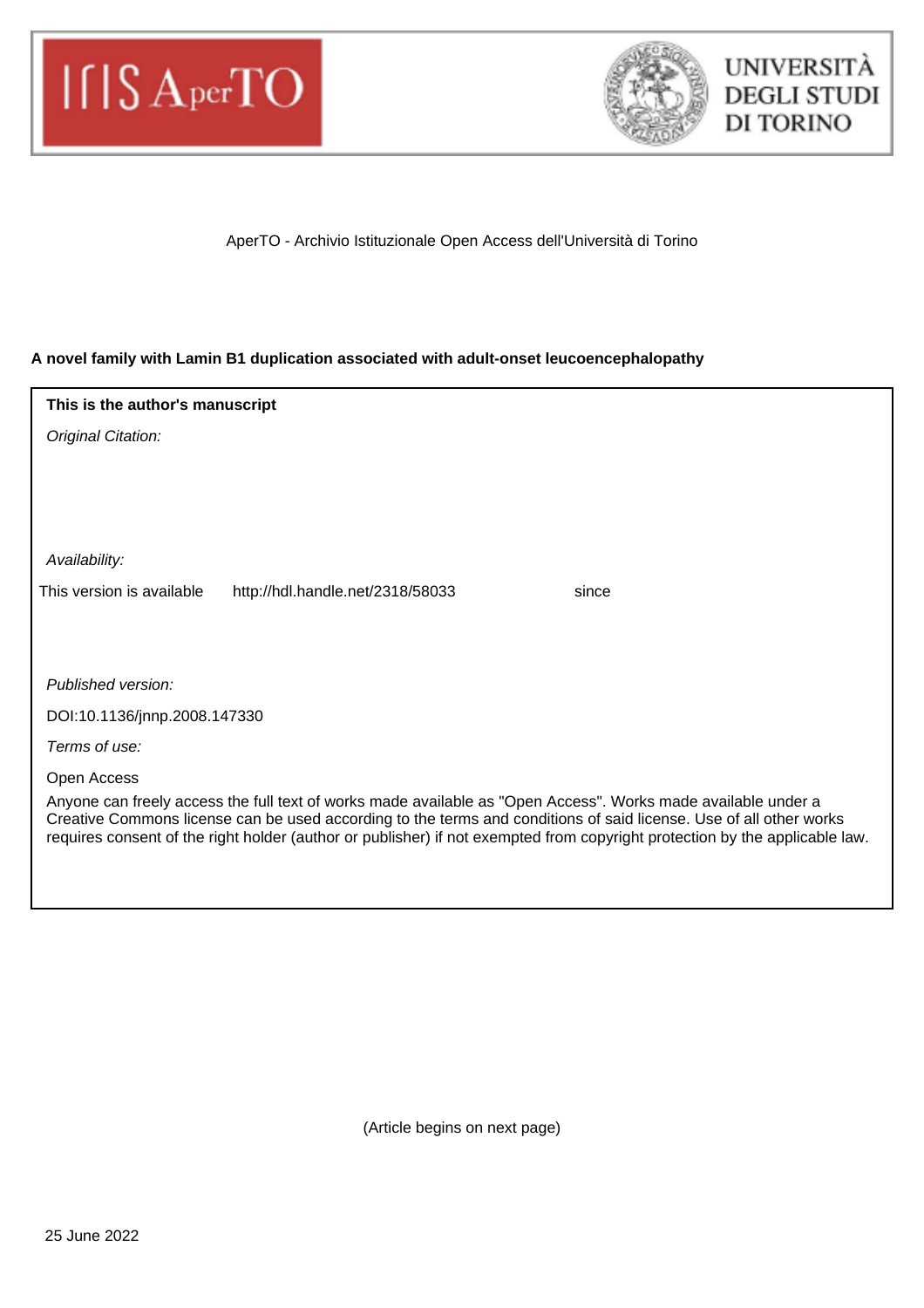AperTO - Archivio Istituzionale Open Access dell'Università di Torino

**A novel family with Lamin B1 duplication associated with adult-onset leucoencephalopathy**

**This is the author's manuscript**

*Original Citation:*

*Availability:*

This version is available http://hdl.handle.net/2318/58033 since

*Published version:*

DOI:10.1136/jnnp.2008.147330

*Terms of use:*

Open Access

Anyone can freely access the full text of works made available as "Open Access". Works made available under a Creative Commons license can be used according to the terms and conditions of said license. Use of all other works requires consent of the right holder (author or publisher) if not exempted from copyright protection by the applicable law.

(Article begins on next page)

25 June 2022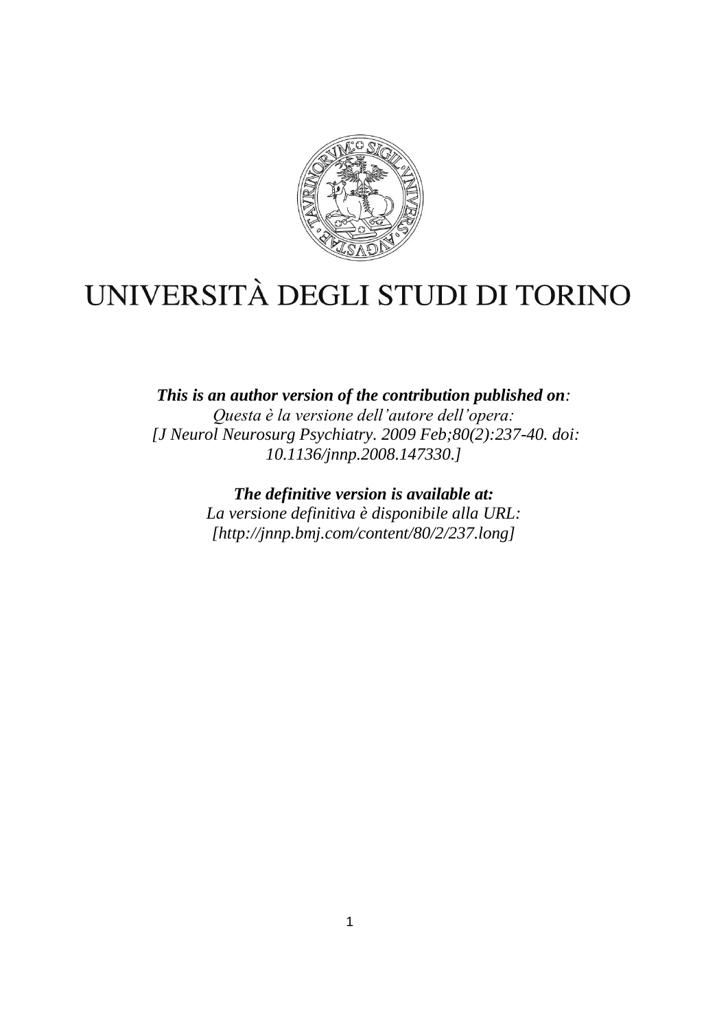UNIVERSITÀ DEGLI STUDI DI TORINO

***This is an author version of the contribution published on:***

*Questa è la versione dell'autore dell'opera:*

*[J Neurol Neurosurg Psychiatry. 2009 Feb;80(2):237-40. doi: 10.1136/jnnp.2008.147330.]*

***The definitive version is available at:***

*La versione definitiva è disponibile alla URL:*

*[http://jnnp.bmj.com/content/80/2/237.long]*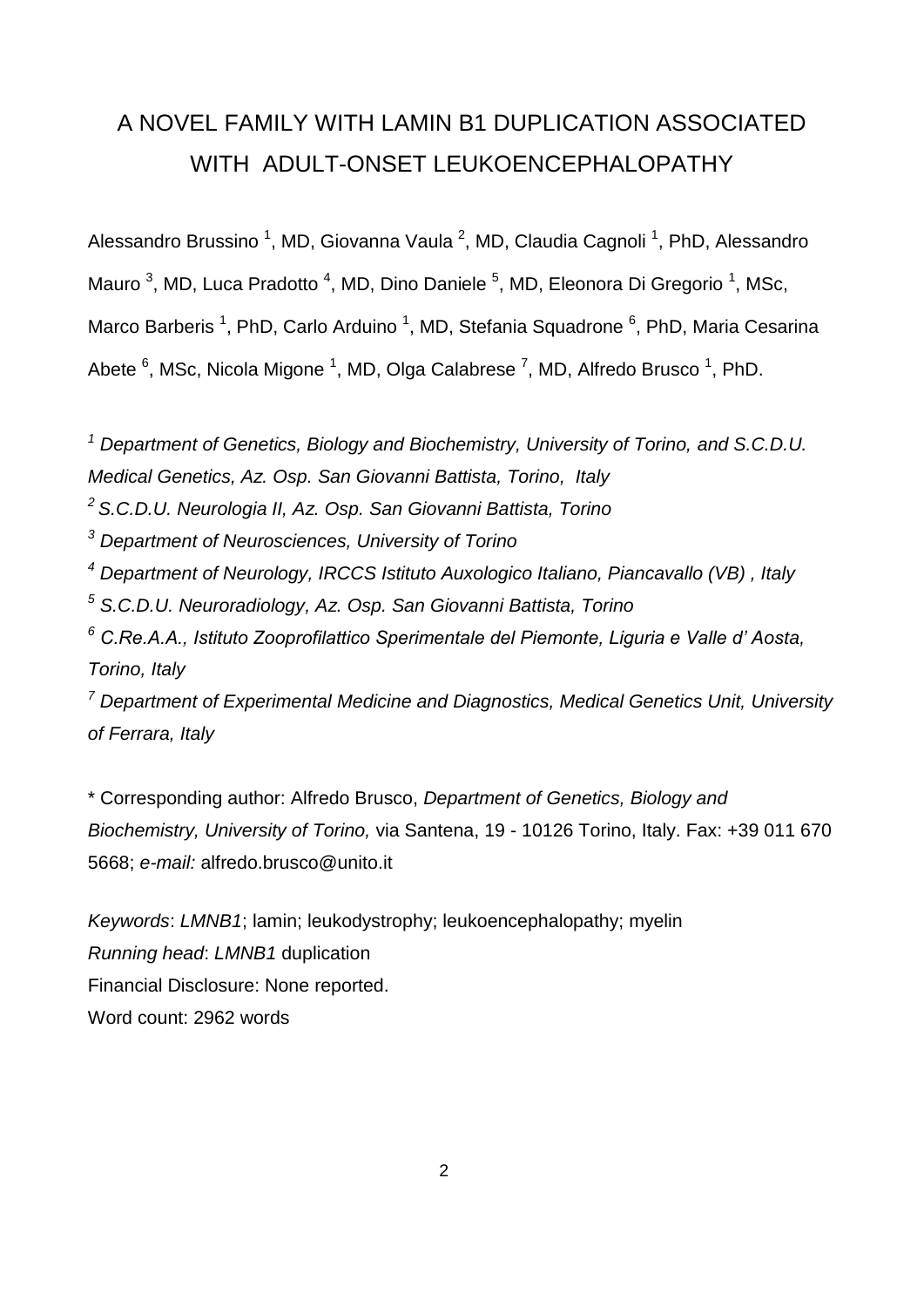# A NOVEL FAMILY WITH LAMIN B1 DUPLICATION ASSOCIATED WITH ADULT-ONSET LEUKOENCEPHALOPATHY

Alessandro Brussino [1], MD, Giovanna Vaula [2], MD, Claudia Cagnoli [1], PhD, Alessandro Mauro [3], MD, Luca Pradotto [4], MD, Dino Daniele [5], MD, Eleonora Di Gregorio [1], MSc, Marco Barberis [1], PhD, Carlo Arduino [1], MD, Stefania Squadrone [6], PhD, Maria Cesarina Abete [6], MSc, Nicola Migone [1], MD, Olga Calabrese [7], MD, Alfredo Brusco [1], PhD.

[1] *Department of Genetics, Biology and Biochemistry, University of Torino, and S.C.D.U. Medical Genetics, Az. Osp. San Giovanni Battista, Torino, Italy*

[2] *S.C.D.U. Neurologia II, Az. Osp. San Giovanni Battista, Torino*

[3] *Department of Neurosciences, University of Torino*

[4] *Department of Neurology, IRCCS Istituto Auxologico Italiano, Piancavallo (VB) , Italy*

[5] *S.C.D.U. Neuroradiology, Az. Osp. San Giovanni Battista, Torino*

[6] *C.Re.A.A., Istituto Zooprofilattico Sperimentale del Piemonte, Liguria e Valle d' Aosta, Torino, Italy*

[7] *Department of Experimental Medicine and Diagnostics, Medical Genetics Unit, University of Ferrara, Italy*

\* Corresponding author: Alfredo Brusco, *Department of Genetics, Biology and Biochemistry, University of Torino,* via Santena, 19 - 10126 Torino, Italy. Fax: +39 011 670 5668; *e-mail:* alfredo.brusco@unito.it

*Keywords*: *LMNB1*; lamin; leukodystrophy; leukoencephalopathy; myelin

*Running head*: *LMNB1* duplication

Financial Disclosure: None reported.

Word count: 2962 words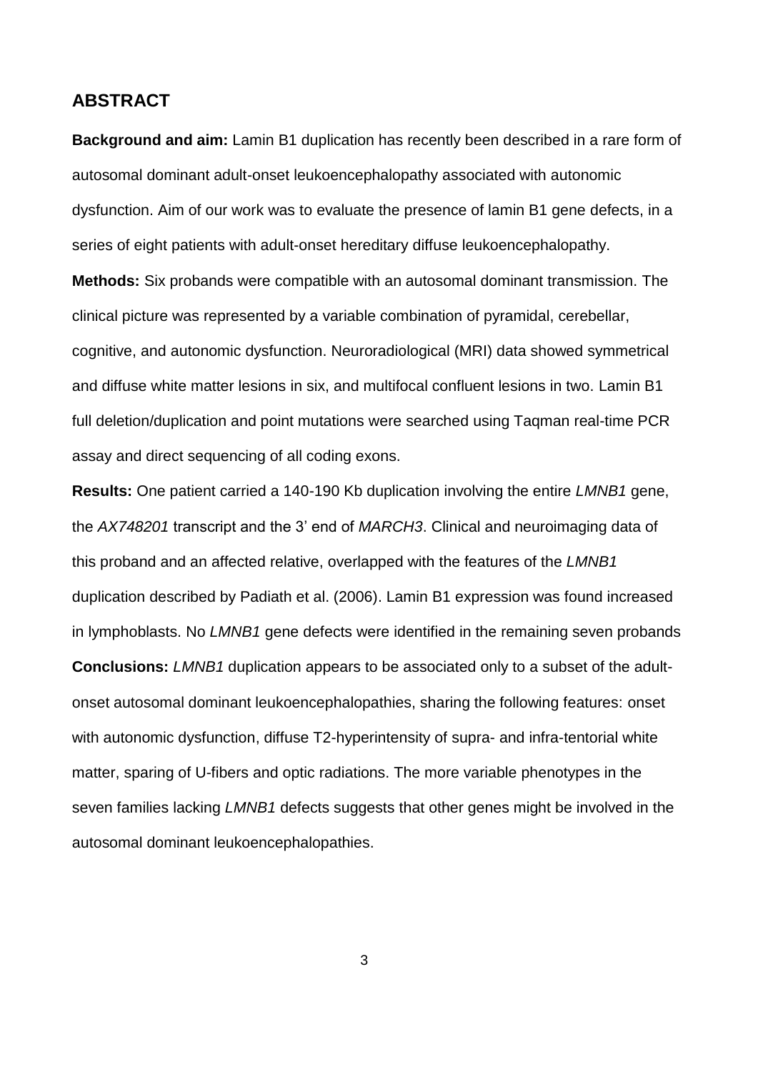## ABSTRACT

**Background and aim:** Lamin B1 duplication has recently been described in a rare form of autosomal dominant adult-onset leukoencephalopathy associated with autonomic dysfunction. Aim of our work was to evaluate the presence of lamin B1 gene defects, in a series of eight patients with adult-onset hereditary diffuse leukoencephalopathy.

**Methods:** Six probands were compatible with an autosomal dominant transmission. The clinical picture was represented by a variable combination of pyramidal, cerebellar, cognitive, and autonomic dysfunction. Neuroradiological (MRI) data showed symmetrical and diffuse white matter lesions in six, and multifocal confluent lesions in two. Lamin B1 full deletion/duplication and point mutations were searched using Taqman real-time PCR assay and direct sequencing of all coding exons.

**Results:** One patient carried a 140-190 Kb duplication involving the entire *LMNB1* gene, the *AX748201* transcript and the 3' end of *MARCH3*. Clinical and neuroimaging data of this proband and an affected relative, overlapped with the features of the *LMNB1* duplication described by Padiath et al. (2006). Lamin B1 expression was found increased in lymphoblasts. No *LMNB1* gene defects were identified in the remaining seven probands

**Conclusions:** *LMNB1* duplication appears to be associated only to a subset of the adult-onset autosomal dominant leukoencephalopathies, sharing the following features: onset with autonomic dysfunction, diffuse T2-hyperintensity of supra- and infra-tentorial white matter, sparing of U-fibers and optic radiations. The more variable phenotypes in the seven families lacking *LMNB1* defects suggests that other genes might be involved in the autosomal dominant leukoencephalopathies.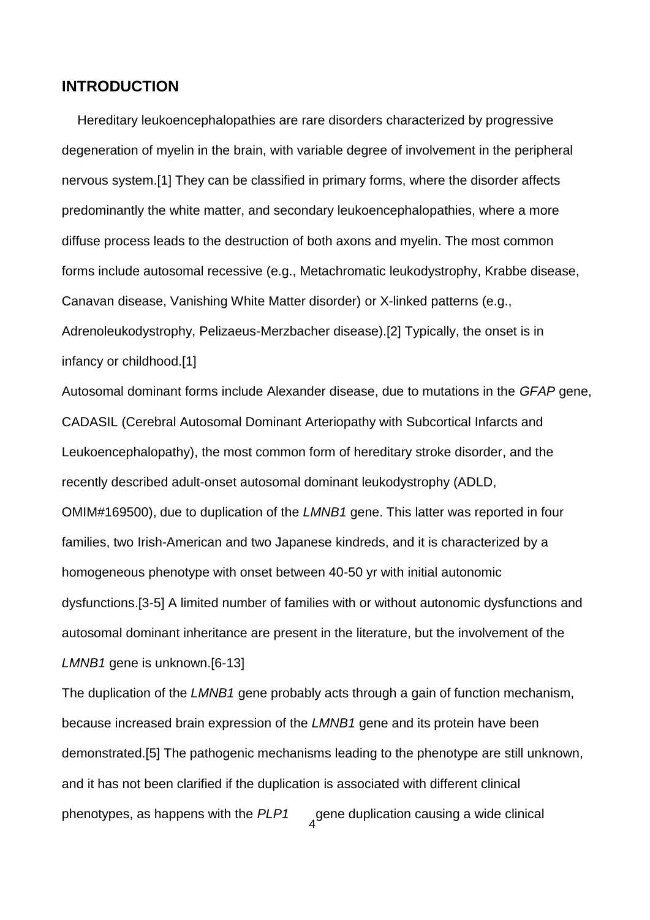## INTRODUCTION

Hereditary leukoencephalopathies are rare disorders characterized by progressive degeneration of myelin in the brain, with variable degree of involvement in the peripheral nervous system.[1] They can be classified in primary forms, where the disorder affects predominantly the white matter, and secondary leukoencephalopathies, where a more diffuse process leads to the destruction of both axons and myelin. The most common forms include autosomal recessive (e.g., Metachromatic leukodystrophy, Krabbe disease, Canavan disease, Vanishing White Matter disorder) or X-linked patterns (e.g., Adrenoleukodystrophy, Pelizaeus-Merzbacher disease).[2] Typically, the onset is in infancy or childhood.[1]

Autosomal dominant forms include Alexander disease, due to mutations in the *GFAP* gene, CADASIL (Cerebral Autosomal Dominant Arteriopathy with Subcortical Infarcts and Leukoencephalopathy), the most common form of hereditary stroke disorder, and the recently described adult-onset autosomal dominant leukodystrophy (ADLD, OMIM#169500), due to duplication of the *LMNB1* gene. This latter was reported in four families, two Irish-American and two Japanese kindreds, and it is characterized by a homogeneous phenotype with onset between 40-50 yr with initial autonomic dysfunctions.[3-5] A limited number of families with or without autonomic dysfunctions and autosomal dominant inheritance are present in the literature, but the involvement of the *LMNB1* gene is unknown.[6-13]

The duplication of the *LMNB1* gene probably acts through a gain of function mechanism, because increased brain expression of the *LMNB1* gene and its protein have been demonstrated.[5] The pathogenic mechanisms leading to the phenotype are still unknown, and it has not been clarified if the duplication is associated with different clinical phenotypes, as happens with the *PLP1* gene duplication causing a wide clinical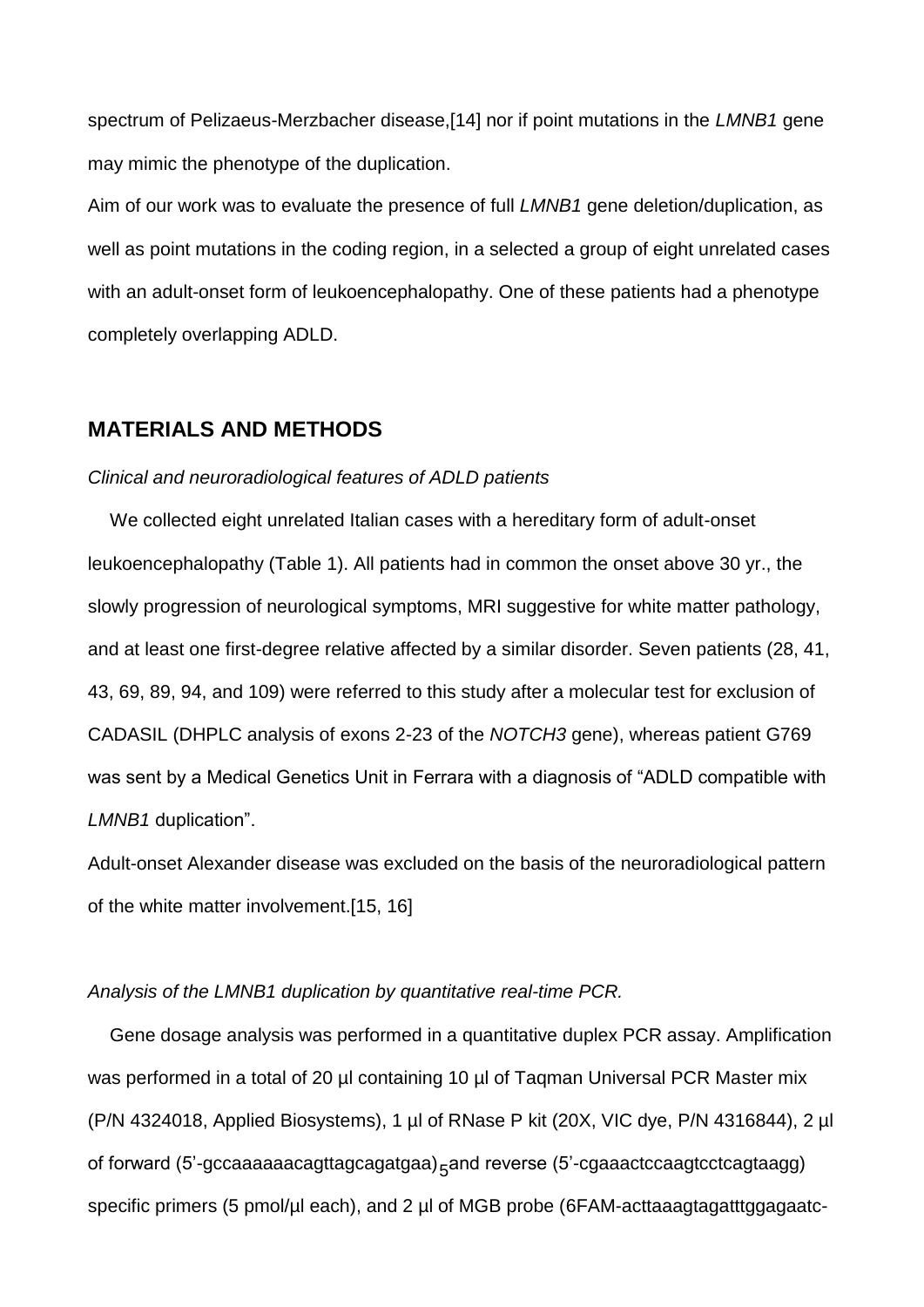spectrum of Pelizaeus-Merzbacher disease,[14] nor if point mutations in the *LMNB1* gene may mimic the phenotype of the duplication.

Aim of our work was to evaluate the presence of full *LMNB1* gene deletion/duplication, as well as point mutations in the coding region, in a selected a group of eight unrelated cases with an adult-onset form of leukoencephalopathy. One of these patients had a phenotype completely overlapping ADLD.

## MATERIALS AND METHODS

*Clinical and neuroradiological features of ADLD patients*

We collected eight unrelated Italian cases with a hereditary form of adult-onset leukoencephalopathy (Table 1). All patients had in common the onset above 30 yr., the slowly progression of neurological symptoms, MRI suggestive for white matter pathology, and at least one first-degree relative affected by a similar disorder. Seven patients (28, 41, 43, 69, 89, 94, and 109) were referred to this study after a molecular test for exclusion of CADASIL (DHPLC analysis of exons 2-23 of the *NOTCH3* gene), whereas patient G769 was sent by a Medical Genetics Unit in Ferrara with a diagnosis of “ADLD compatible with *LMNB1* duplication”.

Adult-onset Alexander disease was excluded on the basis of the neuroradiological pattern of the white matter involvement.[15, 16]

*Analysis of the LMNB1 duplication by quantitative real-time PCR.*

Gene dosage analysis was performed in a quantitative duplex PCR assay. Amplification was performed in a total of 20 µl containing 10 µl of Taqman Universal PCR Master mix (P/N 4324018, Applied Biosystems), 1 µl of RNase P kit (20X, VIC dye, P/N 4316844), 2 µl of forward (5’-gccaaaaaacagttagcagatgaa)$_5$and reverse (5’-cgaaactccaagtcctcagtaagg) specific primers (5 pmol/µl each), and 2 µl of MGB probe (6FAM-acttaaagtagatttggagaatc-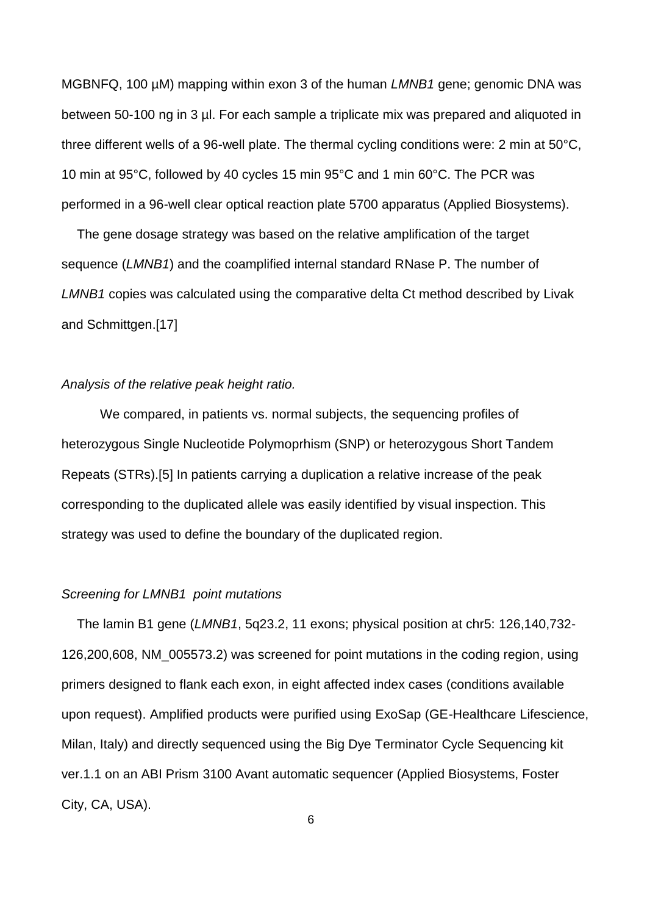MGBNFQ, 100 µM) mapping within exon 3 of the human *LMNB1* gene; genomic DNA was between 50-100 ng in 3 µl. For each sample a triplicate mix was prepared and aliquoted in three different wells of a 96-well plate. The thermal cycling conditions were: 2 min at 50°C, 10 min at 95°C, followed by 40 cycles 15 min 95°C and 1 min 60°C. The PCR was performed in a 96-well clear optical reaction plate 5700 apparatus (Applied Biosystems).

The gene dosage strategy was based on the relative amplification of the target sequence (*LMNB1*) and the coamplified internal standard RNase P. The number of *LMNB1* copies was calculated using the comparative delta Ct method described by Livak and Schmittgen.[17]

*Analysis of the relative peak height ratio.*

We compared, in patients vs. normal subjects, the sequencing profiles of heterozygous Single Nucleotide Polymoprhism (SNP) or heterozygous Short Tandem Repeats (STRs).[5] In patients carrying a duplication a relative increase of the peak corresponding to the duplicated allele was easily identified by visual inspection. This strategy was used to define the boundary of the duplicated region.

*Screening for LMNB1 point mutations*

The lamin B1 gene (*LMNB1*, 5q23.2, 11 exons; physical position at chr5: 126,140,732-126,200,608, NM_005573.2) was screened for point mutations in the coding region, using primers designed to flank each exon, in eight affected index cases (conditions available upon request). Amplified products were purified using ExoSap (GE-Healthcare Lifescience, Milan, Italy) and directly sequenced using the Big Dye Terminator Cycle Sequencing kit ver.1.1 on an ABI Prism 3100 Avant automatic sequencer (Applied Biosystems, Foster City, CA, USA).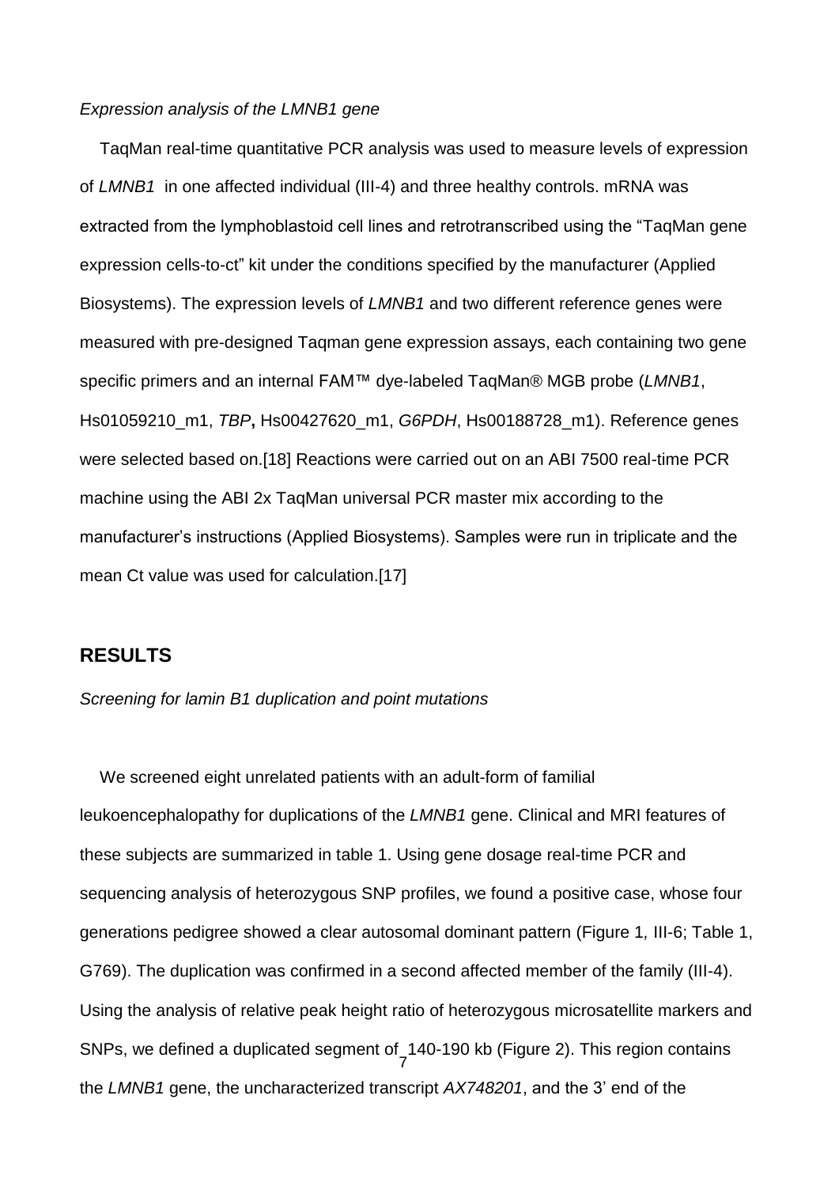*Expression analysis of the LMNB1 gene*

TaqMan real-time quantitative PCR analysis was used to measure levels of expression of *LMNB1* in one affected individual (III-4) and three healthy controls. mRNA was extracted from the lymphoblastoid cell lines and retrotranscribed using the "TaqMan gene expression cells-to-ct" kit under the conditions specified by the manufacturer (Applied Biosystems). The expression levels of *LMNB1* and two different reference genes were measured with pre-designed Taqman gene expression assays, each containing two gene specific primers and an internal FAM™ dye-labeled TaqMan® MGB probe (*LMNB1*, Hs01059210_m1, *TBP*, Hs00427620_m1, *G6PDH*, Hs00188728_m1). Reference genes were selected based on.[18] Reactions were carried out on an ABI 7500 real-time PCR machine using the ABI 2x TaqMan universal PCR master mix according to the manufacturer's instructions (Applied Biosystems). Samples were run in triplicate and the mean Ct value was used for calculation.[17]

## RESULTS

*Screening for lamin B1 duplication and point mutations*

We screened eight unrelated patients with an adult-form of familial leukoencephalopathy for duplications of the *LMNB1* gene. Clinical and MRI features of these subjects are summarized in table 1. Using gene dosage real-time PCR and sequencing analysis of heterozygous SNP profiles, we found a positive case, whose four generations pedigree showed a clear autosomal dominant pattern (Figure 1, III-6; Table 1, G769). The duplication was confirmed in a second affected member of the family (III-4). Using the analysis of relative peak height ratio of heterozygous microsatellite markers and SNPs, we defined a duplicated segment of 140-190 kb (Figure 2). This region contains the *LMNB1* gene, the uncharacterized transcript *AX748201*, and the 3' end of the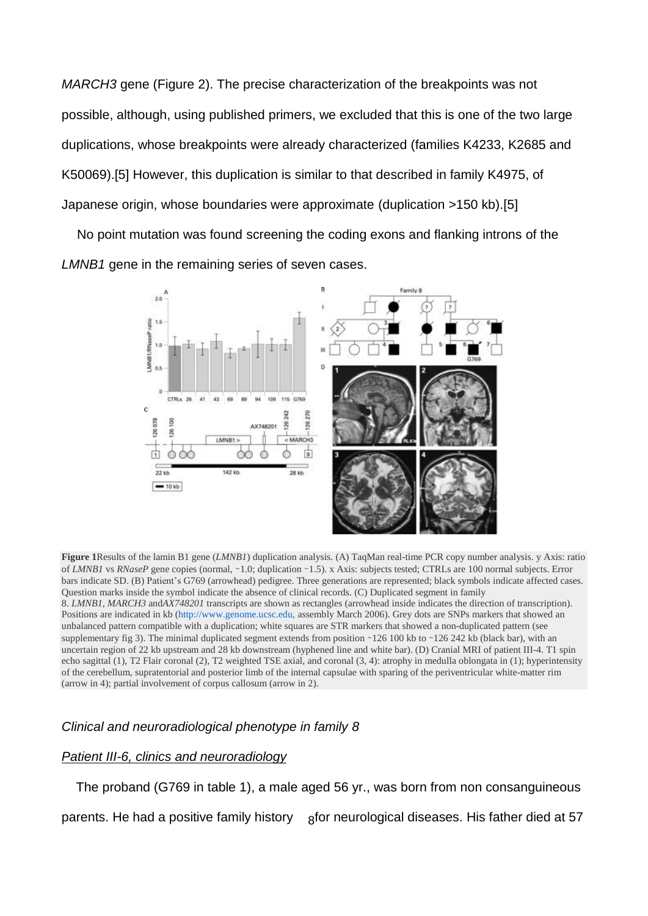*MARCH3* gene (Figure 2). The precise characterization of the breakpoints was not possible, although, using published primers, we excluded that this is one of the two large duplications, whose breakpoints were already characterized (families K4233, K2685 and K50069).[5] However, this duplication is similar to that described in family K4975, of Japanese origin, whose boundaries were approximate (duplication >150 kb).[5]

No point mutation was found screening the coding exons and flanking introns of the *LMNB1* gene in the remaining series of seven cases.

**Figure 1**Results of the lamin B1 gene (*LMNB1*) duplication analysis. (A) TaqMan real-time PCR copy number analysis. y Axis: ratio of *LMNB1* vs *RNaseP* gene copies (normal, ~1.0; duplication ~1.5). x Axis: subjects tested; CTRLs are 100 normal subjects. Error bars indicate SD. (B) Patient's G769 (arrowhead) pedigree. Three generations are represented; black symbols indicate affected cases. Question marks inside the symbol indicate the absence of clinical records. (C) Duplicated segment in family 8. *LMNB1*, *MARCH3* and*AX748201* transcripts are shown as rectangles (arrowhead inside indicates the direction of transcription). Positions are indicated in kb (http://www.genome.ucsc.edu, assembly March 2006). Grey dots are SNPs markers that showed an unbalanced pattern compatible with a duplication; white squares are STR markers that showed a non-duplicated pattern (see supplementary fig 3). The minimal duplicated segment extends from position ~126 100 kb to ~126 242 kb (black bar), with an uncertain region of 22 kb upstream and 28 kb downstream (hyphened line and white bar). (D) Cranial MRI of patient III-4. T1 spin echo sagittal (1), T2 Flair coronal (2), T2 weighted TSE axial, and coronal (3, 4): atrophy in medulla oblongata in (1); hyperintensity of the cerebellum, supratentorial and posterior limb of the internal capsulae with sparing of the periventricular white-matter rim (arrow in 4); partial involvement of corpus callosum (arrow in 2).

### *Clinical and neuroradiological phenotype in family 8*

#### *Patient III-6, clinics and neuroradiology*

The proband (G769 in table 1), a male aged 56 yr., was born from non consanguineous parents. He had a positive family history for neurological diseases. His father died at 57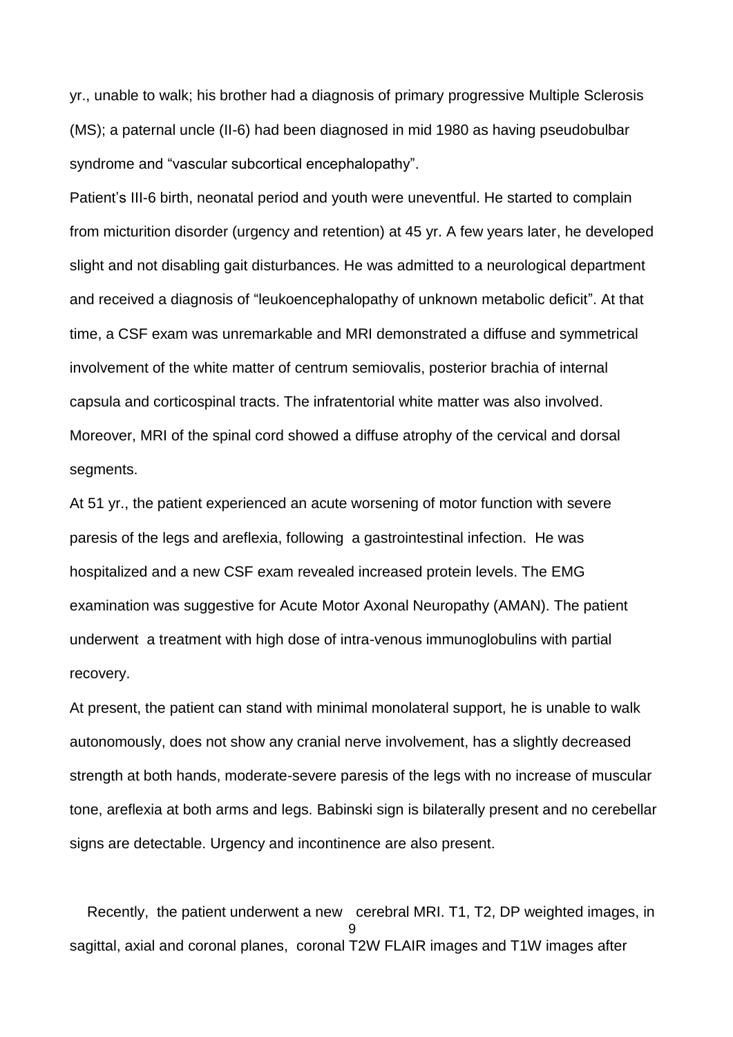yr., unable to walk; his brother had a diagnosis of primary progressive Multiple Sclerosis (MS); a paternal uncle (II-6) had been diagnosed in mid 1980 as having pseudobulbar syndrome and "vascular subcortical encephalopathy".

Patient's III-6 birth, neonatal period and youth were uneventful. He started to complain from micturition disorder (urgency and retention) at 45 yr. A few years later, he developed slight and not disabling gait disturbances. He was admitted to a neurological department and received a diagnosis of "leukoencephalopathy of unknown metabolic deficit". At that time, a CSF exam was unremarkable and MRI demonstrated a diffuse and symmetrical involvement of the white matter of centrum semiovalis, posterior brachia of internal capsula and corticospinal tracts. The infratentorial white matter was also involved. Moreover, MRI of the spinal cord showed a diffuse atrophy of the cervical and dorsal segments.

At 51 yr., the patient experienced an acute worsening of motor function with severe paresis of the legs and areflexia, following a gastrointestinal infection. He was hospitalized and a new CSF exam revealed increased protein levels. The EMG examination was suggestive for Acute Motor Axonal Neuropathy (AMAN). The patient underwent a treatment with high dose of intra-venous immunoglobulins with partial recovery.

At present, the patient can stand with minimal monolateral support, he is unable to walk autonomously, does not show any cranial nerve involvement, has a slightly decreased strength at both hands, moderate-severe paresis of the legs with no increase of muscular tone, areflexia at both arms and legs. Babinski sign is bilaterally present and no cerebellar signs are detectable. Urgency and incontinence are also present.

Recently, the patient underwent a new cerebral MRI. T1, T2, DP weighted images, in sagittal, axial and coronal planes, coronal T2W FLAIR images and T1W images after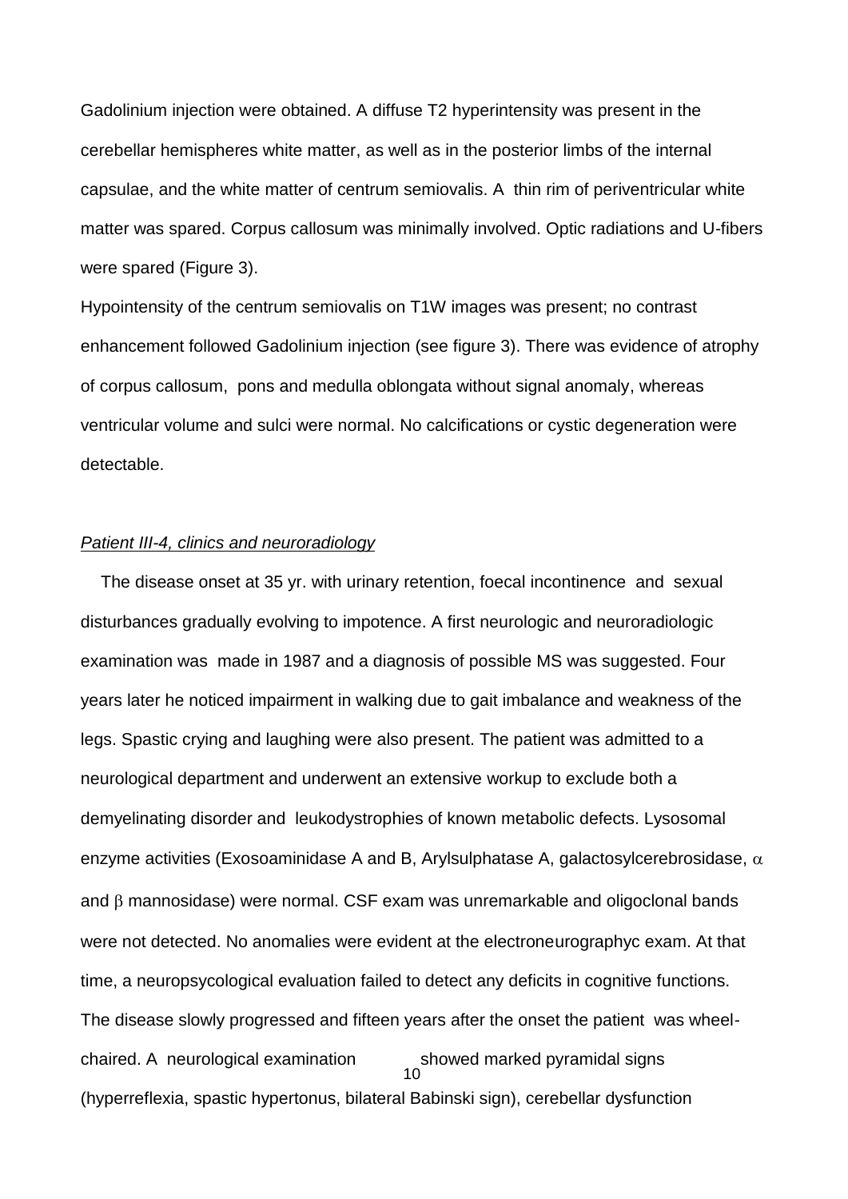Gadolinium injection were obtained. A diffuse T2 hyperintensity was present in the cerebellar hemispheres white matter, as well as in the posterior limbs of the internal capsulae, and the white matter of centrum semiovalis. A thin rim of periventricular white matter was spared. Corpus callosum was minimally involved. Optic radiations and U-fibers were spared (Figure 3).

Hypointensity of the centrum semiovalis on T1W images was present; no contrast enhancement followed Gadolinium injection (see figure 3). There was evidence of atrophy of corpus callosum, pons and medulla oblongata without signal anomaly, whereas ventricular volume and sulci were normal. No calcifications or cystic degeneration were detectable.

*Patient III-4, clinics and neuroradiology*

The disease onset at 35 yr. with urinary retention, foecal incontinence and sexual disturbances gradually evolving to impotence. A first neurologic and neuroradiologic examination was made in 1987 and a diagnosis of possible MS was suggested. Four years later he noticed impairment in walking due to gait imbalance and weakness of the legs. Spastic crying and laughing were also present. The patient was admitted to a neurological department and underwent an extensive workup to exclude both a demyelinating disorder and leukodystrophies of known metabolic defects. Lysosomal enzyme activities (Exosoaminidase A and B, Arylsulphatase A, galactosylcerebrosidase, $\alpha$ and $\beta$ mannosidase) were normal. CSF exam was unremarkable and oligoclonal bands were not detected. No anomalies were evident at the electroneurographyc exam. At that time, a neuropsycological evaluation failed to detect any deficits in cognitive functions. The disease slowly progressed and fifteen years after the onset the patient was wheel-chaired. A neurological examination showed marked pyramidal signs (hyperreflexia, spastic hypertonus, bilateral Babinski sign), cerebellar dysfunction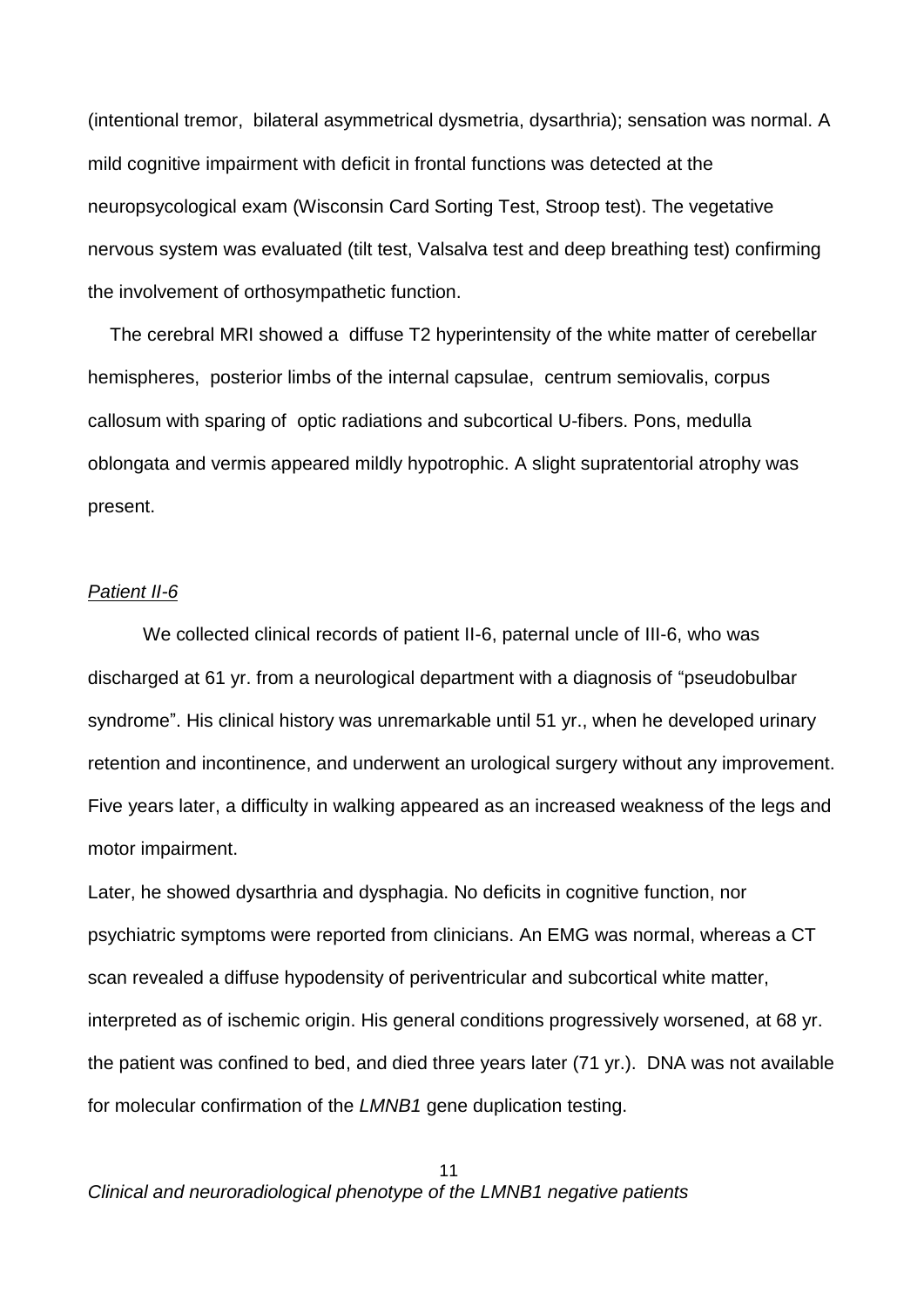(intentional tremor, bilateral asymmetrical dysmetria, dysarthria); sensation was normal. A mild cognitive impairment with deficit in frontal functions was detected at the neuropsycological exam (Wisconsin Card Sorting Test, Stroop test). The vegetative nervous system was evaluated (tilt test, Valsalva test and deep breathing test) confirming the involvement of orthosympathetic function.

The cerebral MRI showed a diffuse T2 hyperintensity of the white matter of cerebellar hemispheres, posterior limbs of the internal capsulae, centrum semiovalis, corpus callosum with sparing of optic radiations and subcortical U-fibers. Pons, medulla oblongata and vermis appeared mildly hypotrophic. A slight supratentorial atrophy was present.

*Patient II-6*

We collected clinical records of patient II-6, paternal uncle of III-6, who was discharged at 61 yr. from a neurological department with a diagnosis of "pseudobulbar syndrome". His clinical history was unremarkable until 51 yr., when he developed urinary retention and incontinence, and underwent an urological surgery without any improvement. Five years later, a difficulty in walking appeared as an increased weakness of the legs and motor impairment.

Later, he showed dysarthria and dysphagia. No deficits in cognitive function, nor psychiatric symptoms were reported from clinicians. An EMG was normal, whereas a CT scan revealed a diffuse hypodensity of periventricular and subcortical white matter, interpreted as of ischemic origin. His general conditions progressively worsened, at 68 yr. the patient was confined to bed, and died three years later (71 yr.). DNA was not available for molecular confirmation of the *LMNB1* gene duplication testing.

*Clinical and neuroradiological phenotype of the LMNB1 negative patients*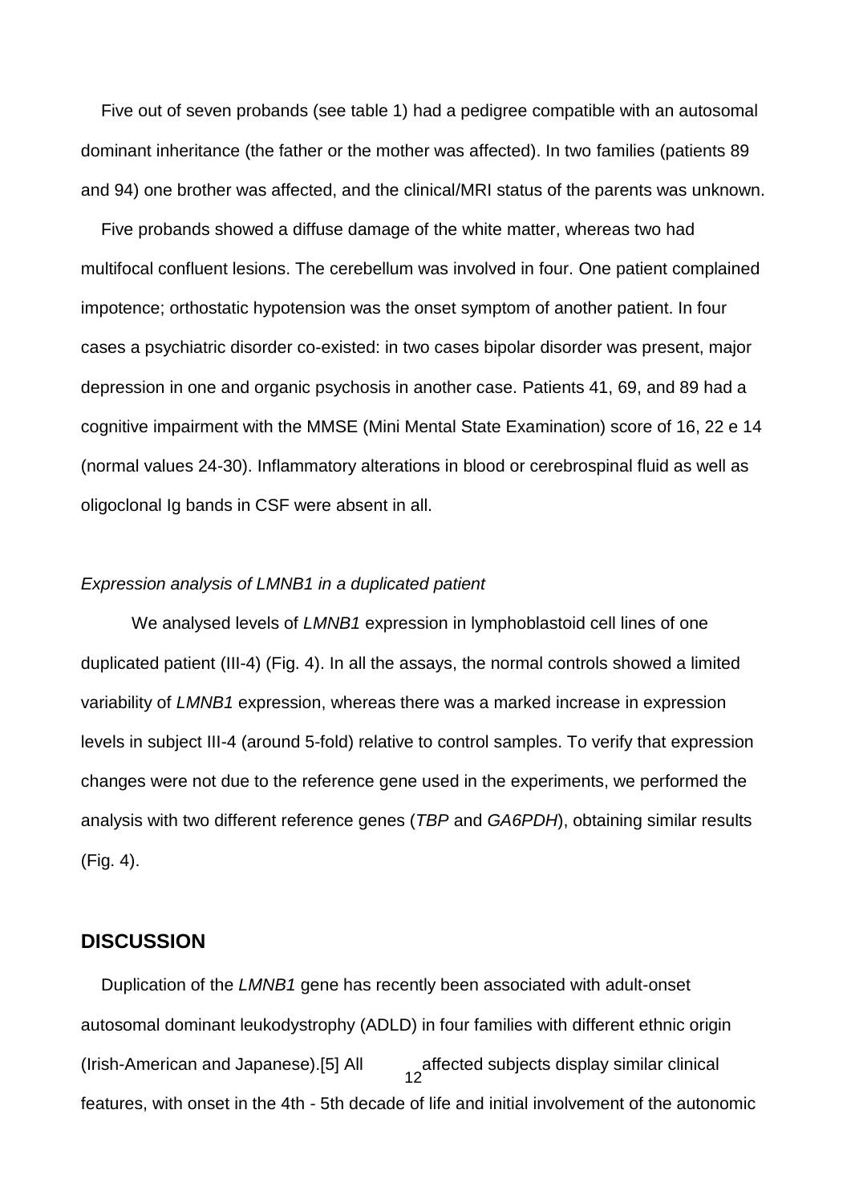Five out of seven probands (see table 1) had a pedigree compatible with an autosomal dominant inheritance (the father or the mother was affected). In two families (patients 89 and 94) one brother was affected, and the clinical/MRI status of the parents was unknown.

Five probands showed a diffuse damage of the white matter, whereas two had multifocal confluent lesions. The cerebellum was involved in four. One patient complained impotence; orthostatic hypotension was the onset symptom of another patient. In four cases a psychiatric disorder co-existed: in two cases bipolar disorder was present, major depression in one and organic psychosis in another case. Patients 41, 69, and 89 had a cognitive impairment with the MMSE (Mini Mental State Examination) score of 16, 22 e 14 (normal values 24-30). Inflammatory alterations in blood or cerebrospinal fluid as well as oligoclonal Ig bands in CSF were absent in all.

*Expression analysis of LMNB1 in a duplicated patient*

We analysed levels of *LMNB1* expression in lymphoblastoid cell lines of one duplicated patient (III-4) (Fig. 4). In all the assays, the normal controls showed a limited variability of *LMNB1* expression, whereas there was a marked increase in expression levels in subject III-4 (around 5-fold) relative to control samples. To verify that expression changes were not due to the reference gene used in the experiments, we performed the analysis with two different reference genes (*TBP* and *GA6PDH*), obtaining similar results (Fig. 4).

## DISCUSSION

Duplication of the *LMNB1* gene has recently been associated with adult-onset autosomal dominant leukodystrophy (ADLD) in four families with different ethnic origin (Irish-American and Japanese).[5] All affected subjects display similar clinical features, with onset in the 4th - 5th decade of life and initial involvement of the autonomic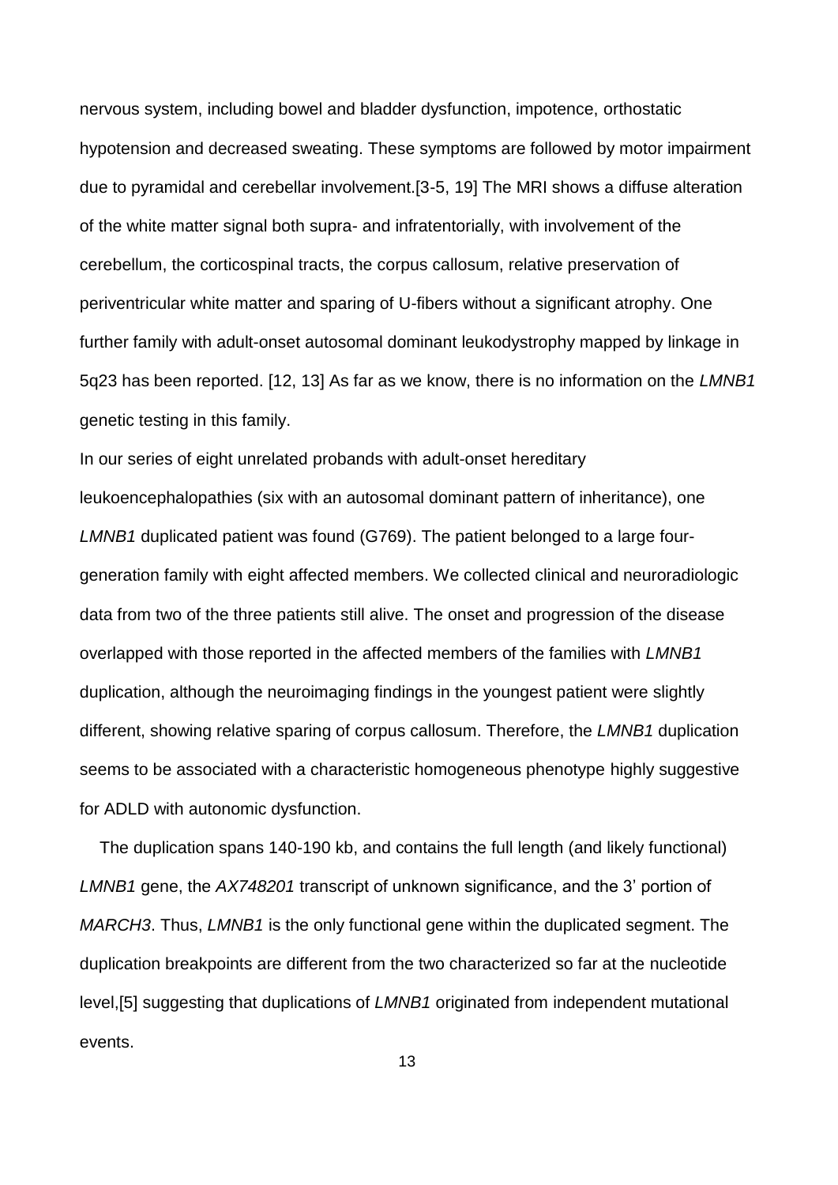nervous system, including bowel and bladder dysfunction, impotence, orthostatic hypotension and decreased sweating. These symptoms are followed by motor impairment due to pyramidal and cerebellar involvement.[3-5, 19] The MRI shows a diffuse alteration of the white matter signal both supra- and infratentorially, with involvement of the cerebellum, the corticospinal tracts, the corpus callosum, relative preservation of periventricular white matter and sparing of U-fibers without a significant atrophy. One further family with adult-onset autosomal dominant leukodystrophy mapped by linkage in 5q23 has been reported. [12, 13] As far as we know, there is no information on the *LMNB1* genetic testing in this family.

In our series of eight unrelated probands with adult-onset hereditary leukoencephalopathies (six with an autosomal dominant pattern of inheritance), one *LMNB1* duplicated patient was found (G769). The patient belonged to a large four-generation family with eight affected members. We collected clinical and neuroradiologic data from two of the three patients still alive. The onset and progression of the disease overlapped with those reported in the affected members of the families with *LMNB1* duplication, although the neuroimaging findings in the youngest patient were slightly different, showing relative sparing of corpus callosum. Therefore, the *LMNB1* duplication seems to be associated with a characteristic homogeneous phenotype highly suggestive for ADLD with autonomic dysfunction.

The duplication spans 140-190 kb, and contains the full length (and likely functional) *LMNB1* gene, the *AX748201* transcript of unknown significance, and the 3' portion of *MARCH3*. Thus, *LMNB1* is the only functional gene within the duplicated segment. The duplication breakpoints are different from the two characterized so far at the nucleotide level,[5] suggesting that duplications of *LMNB1* originated from independent mutational events.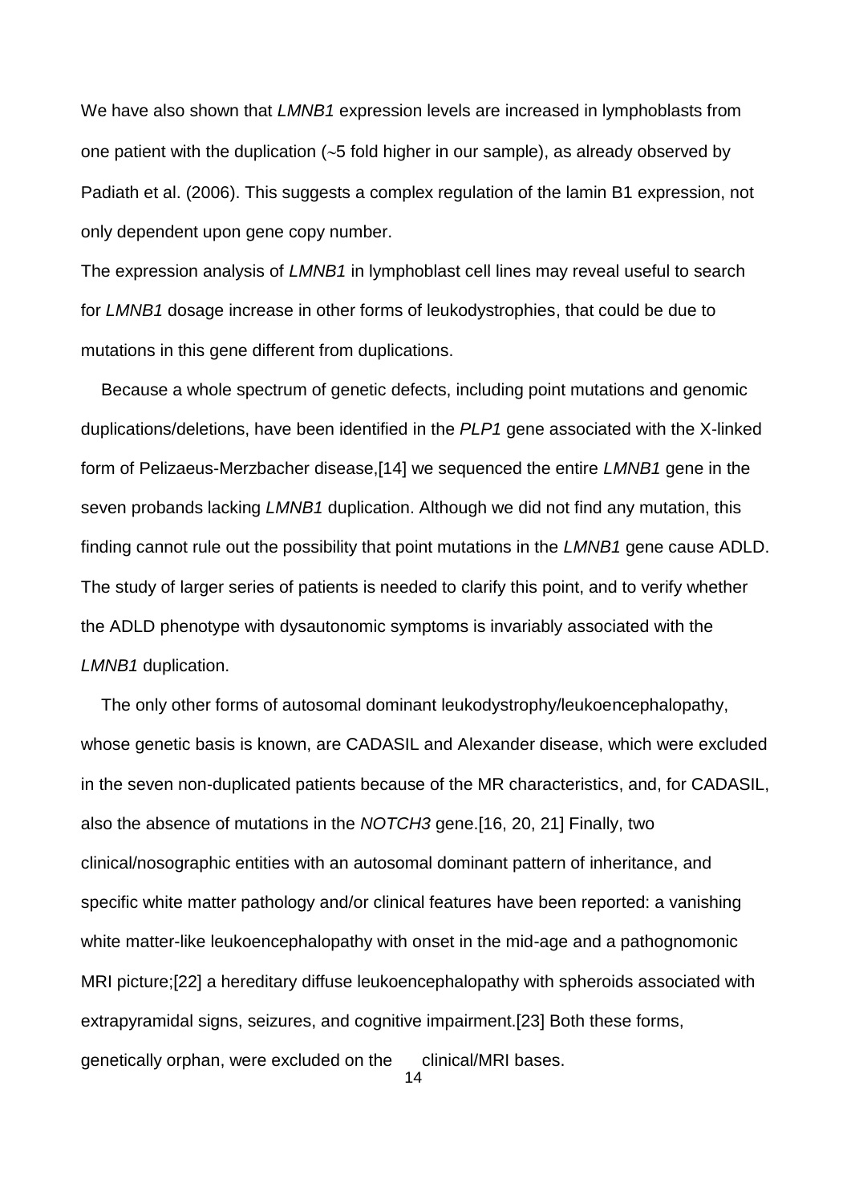We have also shown that *LMNB1* expression levels are increased in lymphoblasts from one patient with the duplication (~5 fold higher in our sample), as already observed by Padiath et al. (2006). This suggests a complex regulation of the lamin B1 expression, not only dependent upon gene copy number.

The expression analysis of *LMNB1* in lymphoblast cell lines may reveal useful to search for *LMNB1* dosage increase in other forms of leukodystrophies, that could be due to mutations in this gene different from duplications.

Because a whole spectrum of genetic defects, including point mutations and genomic duplications/deletions, have been identified in the *PLP1* gene associated with the X-linked form of Pelizaeus-Merzbacher disease,[14] we sequenced the entire *LMNB1* gene in the seven probands lacking *LMNB1* duplication. Although we did not find any mutation, this finding cannot rule out the possibility that point mutations in the *LMNB1* gene cause ADLD. The study of larger series of patients is needed to clarify this point, and to verify whether the ADLD phenotype with dysautonomic symptoms is invariably associated with the *LMNB1* duplication.

The only other forms of autosomal dominant leukodystrophy/leukoencephalopathy, whose genetic basis is known, are CADASIL and Alexander disease, which were excluded in the seven non-duplicated patients because of the MR characteristics, and, for CADASIL, also the absence of mutations in the *NOTCH3* gene.[16, 20, 21] Finally, two clinical/nosographic entities with an autosomal dominant pattern of inheritance, and specific white matter pathology and/or clinical features have been reported: a vanishing white matter-like leukoencephalopathy with onset in the mid-age and a pathognomonic MRI picture;[22] a hereditary diffuse leukoencephalopathy with spheroids associated with extrapyramidal signs, seizures, and cognitive impairment.[23] Both these forms, genetically orphan, were excluded on the clinical/MRI bases.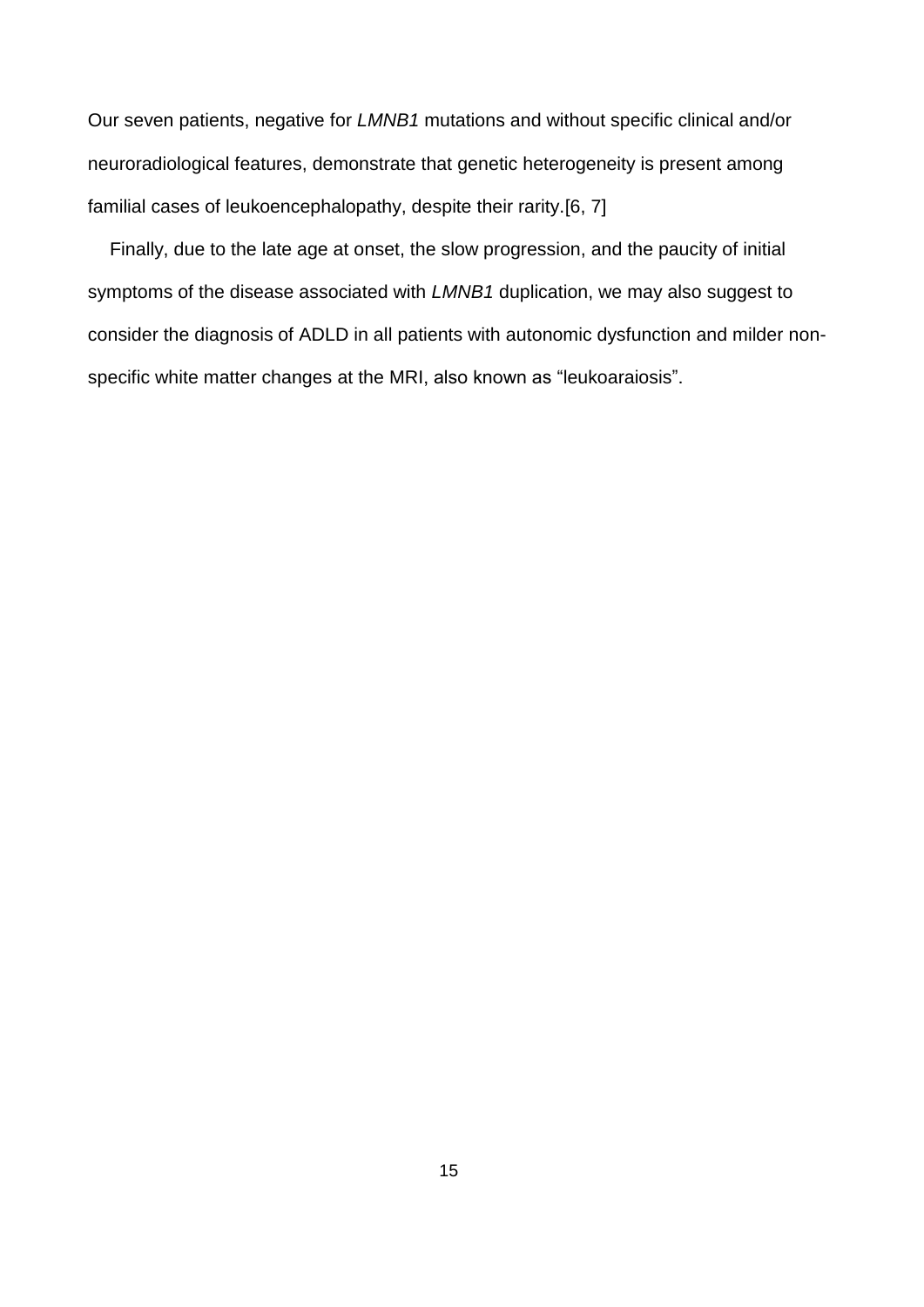Our seven patients, negative for *LMNB1* mutations and without specific clinical and/or neuroradiological features, demonstrate that genetic heterogeneity is present among familial cases of leukoencephalopathy, despite their rarity.[6, 7]

Finally, due to the late age at onset, the slow progression, and the paucity of initial symptoms of the disease associated with *LMNB1* duplication, we may also suggest to consider the diagnosis of ADLD in all patients with autonomic dysfunction and milder non-specific white matter changes at the MRI, also known as "leukoaraiosis".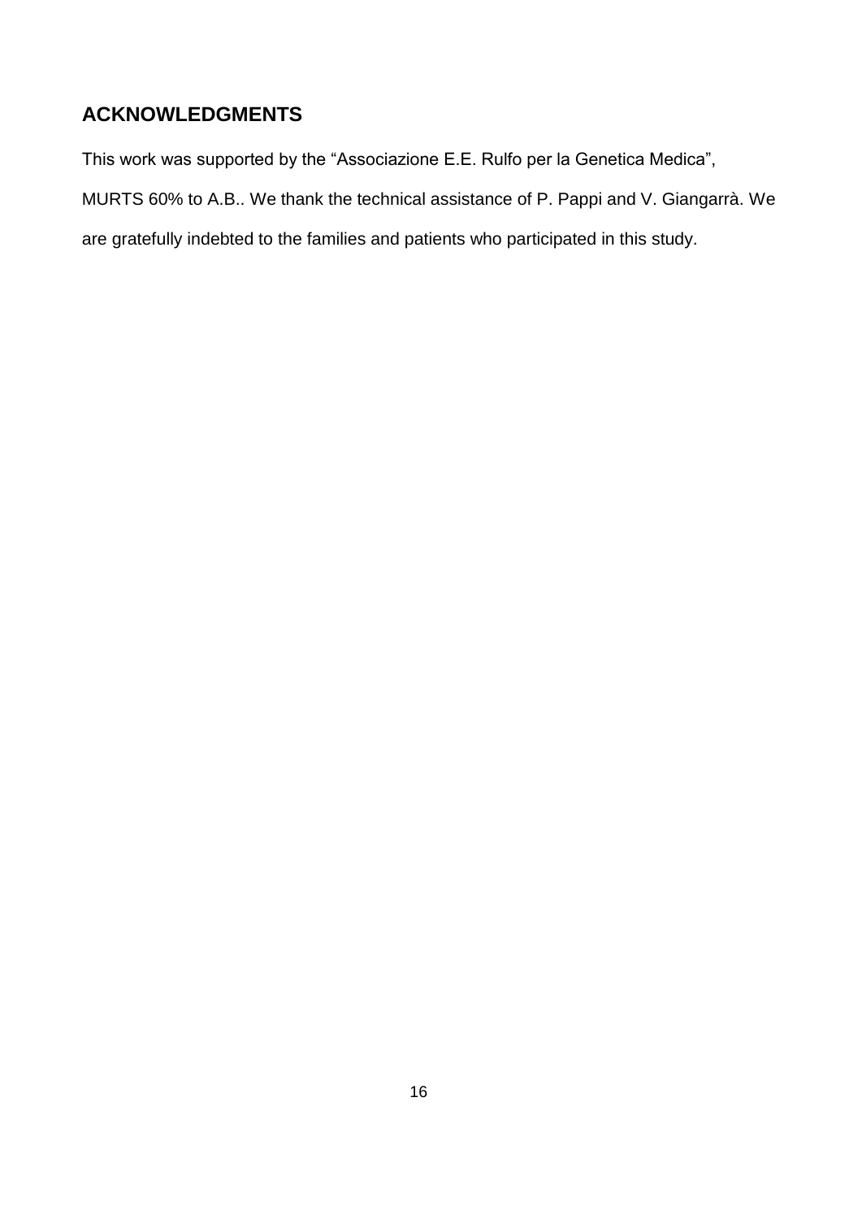## ACKNOWLEDGMENTS

This work was supported by the “Associazione E.E. Rulfo per la Genetica Medica”, MURTS 60% to A.B.. We thank the technical assistance of P. Pappi and V. Giangarrà. We are gratefully indebted to the families and patients who participated in this study.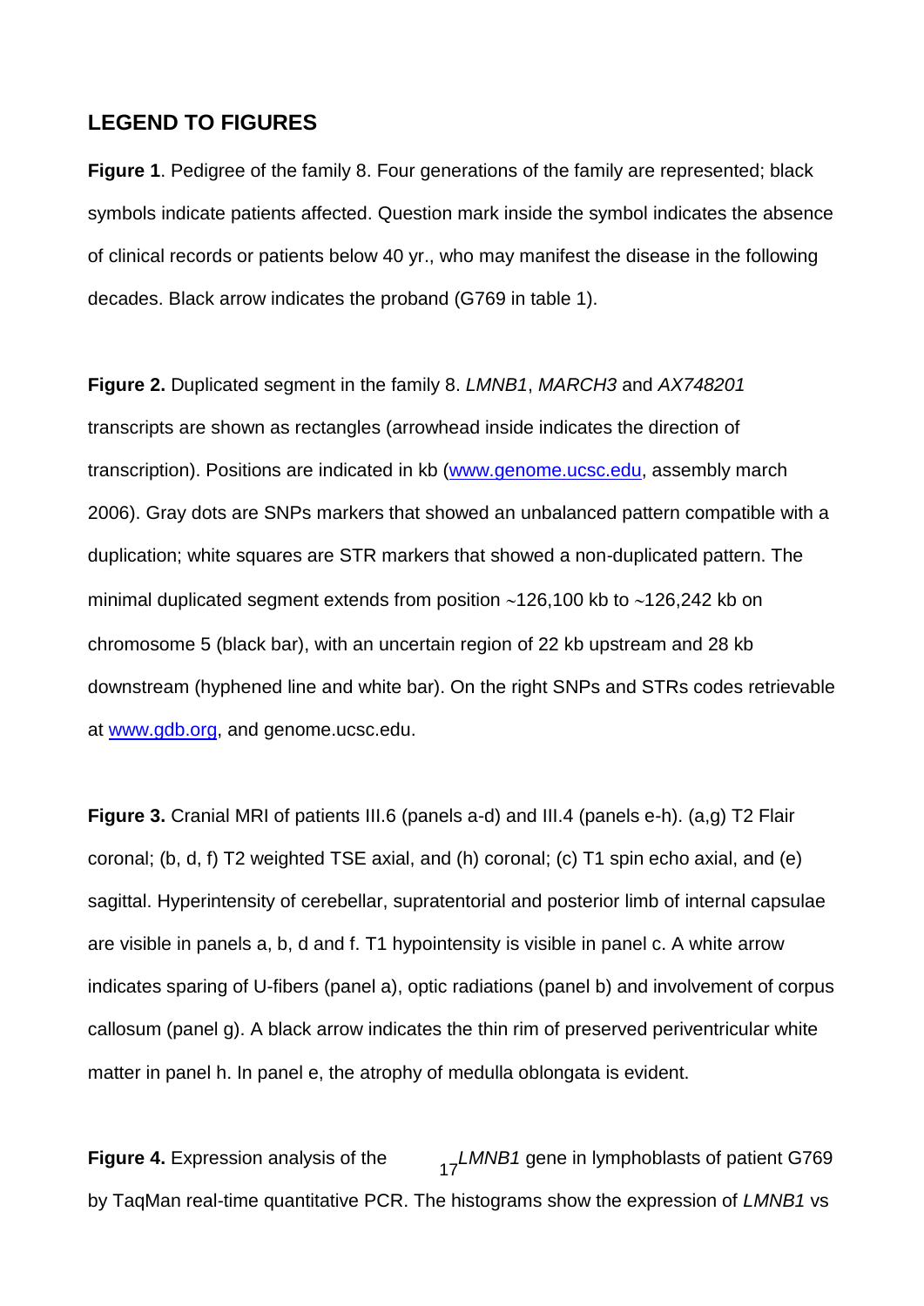## LEGEND TO FIGURES

**Figure 1**. Pedigree of the family 8. Four generations of the family are represented; black symbols indicate patients affected. Question mark inside the symbol indicates the absence of clinical records or patients below 40 yr., who may manifest the disease in the following decades. Black arrow indicates the proband (G769 in table 1).

**Figure 2.** Duplicated segment in the family 8. *LMNB1*, *MARCH3* and *AX748201* transcripts are shown as rectangles (arrowhead inside indicates the direction of transcription). Positions are indicated in kb (www.genome.ucsc.edu, assembly march 2006). Gray dots are SNPs markers that showed an unbalanced pattern compatible with a duplication; white squares are STR markers that showed a non-duplicated pattern. The minimal duplicated segment extends from position ~126,100 kb to ~126,242 kb on chromosome 5 (black bar), with an uncertain region of 22 kb upstream and 28 kb downstream (hyphened line and white bar). On the right SNPs and STRs codes retrievable at www.gdb.org, and genome.ucsc.edu.

**Figure 3.** Cranial MRI of patients III.6 (panels a-d) and III.4 (panels e-h). (a,g) T2 Flair coronal; (b, d, f) T2 weighted TSE axial, and (h) coronal; (c) T1 spin echo axial, and (e) sagittal. Hyperintensity of cerebellar, supratentorial and posterior limb of internal capsulae are visible in panels a, b, d and f. T1 hypointensity is visible in panel c. A white arrow indicates sparing of U-fibers (panel a), optic radiations (panel b) and involvement of corpus callosum (panel g). A black arrow indicates the thin rim of preserved periventricular white matter in panel h. In panel e, the atrophy of medulla oblongata is evident.

**Figure 4.** Expression analysis of the *LMNB1* gene in lymphoblasts of patient G769 by TaqMan real-time quantitative PCR. The histograms show the expression of *LMNB1* vs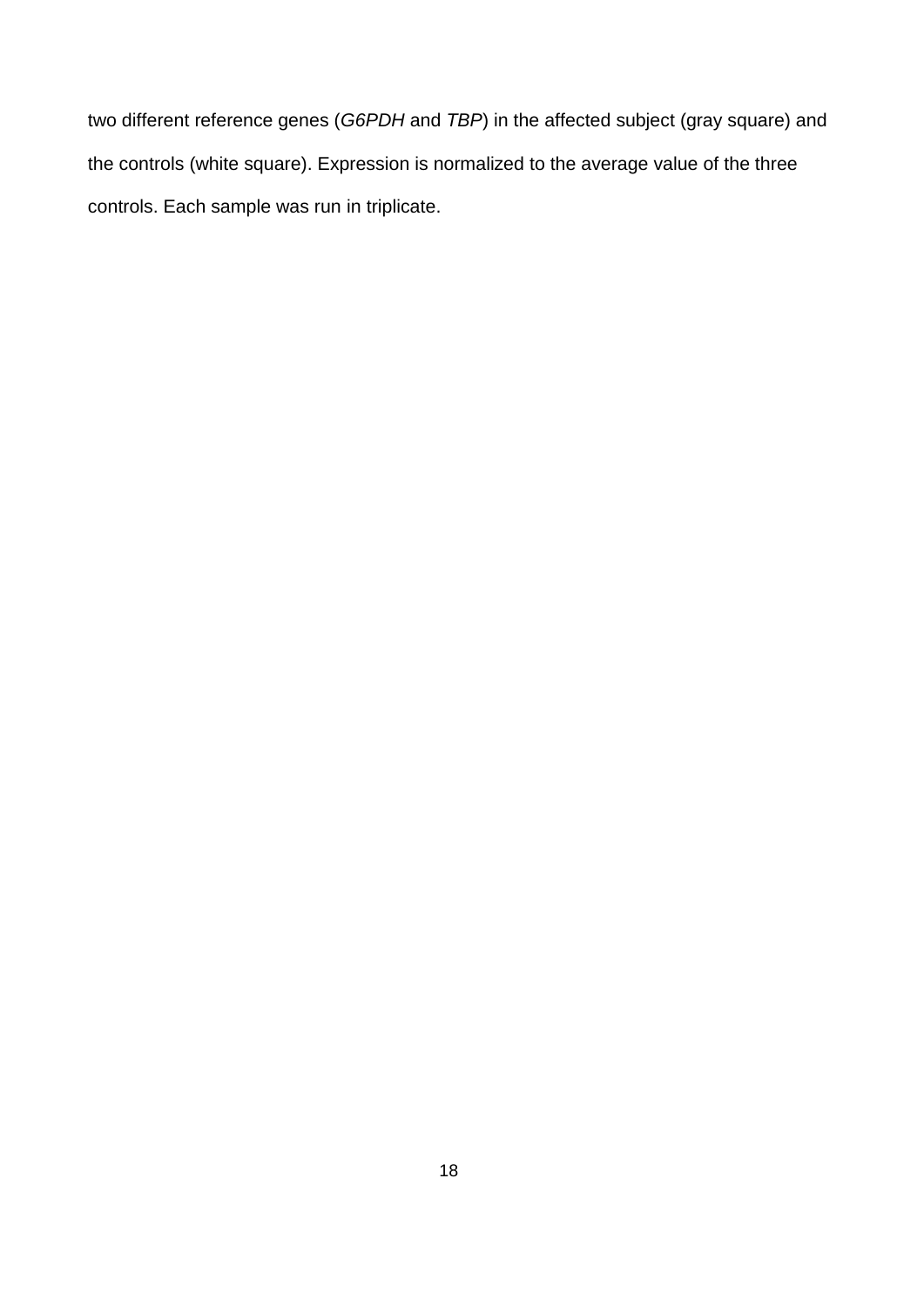two different reference genes (*G6PDH* and *TBP*) in the affected subject (gray square) and the controls (white square). Expression is normalized to the average value of the three controls. Each sample was run in triplicate.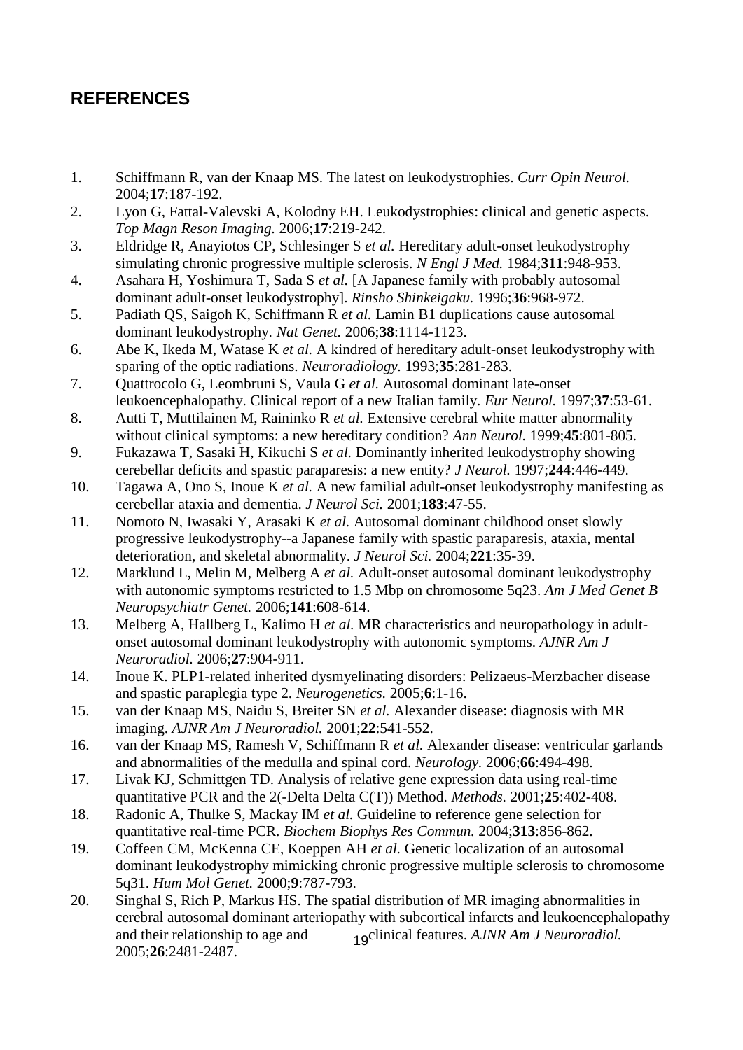## REFERENCES

1. Schiffmann R, van der Knaap MS. The latest on leukodystrophies. *Curr Opin Neurol.* 2004;**17**:187-192.
2. Lyon G, Fattal-Valevski A, Kolodny EH. Leukodystrophies: clinical and genetic aspects. *Top Magn Reson Imaging.* 2006;**17**:219-242.
3. Eldridge R, Anayiotos CP, Schlesinger S *et al.* Hereditary adult-onset leukodystrophy simulating chronic progressive multiple sclerosis. *N Engl J Med.* 1984;**311**:948-953.
4. Asahara H, Yoshimura T, Sada S *et al.* [A Japanese family with probably autosomal dominant adult-onset leukodystrophy]. *Rinsho Shinkeigaku.* 1996;**36**:968-972.
5. Padiath QS, Saigoh K, Schiffmann R *et al.* Lamin B1 duplications cause autosomal dominant leukodystrophy. *Nat Genet.* 2006;**38**:1114-1123.
6. Abe K, Ikeda M, Watase K *et al.* A kindred of hereditary adult-onset leukodystrophy with sparing of the optic radiations. *Neuroradiology.* 1993;**35**:281-283.
7. Quattrocolo G, Leombruni S, Vaula G *et al.* Autosomal dominant late-onset leukoencephalopathy. Clinical report of a new Italian family. *Eur Neurol.* 1997;**37**:53-61.
8. Autti T, Muttilainen M, Raininko R *et al.* Extensive cerebral white matter abnormality without clinical symptoms: a new hereditary condition? *Ann Neurol.* 1999;**45**:801-805.
9. Fukazawa T, Sasaki H, Kikuchi S *et al.* Dominantly inherited leukodystrophy showing cerebellar deficits and spastic paraparesis: a new entity? *J Neurol.* 1997;**244**:446-449.
10. Tagawa A, Ono S, Inoue K *et al.* A new familial adult-onset leukodystrophy manifesting as cerebellar ataxia and dementia. *J Neurol Sci.* 2001;**183**:47-55.
11. Nomoto N, Iwasaki Y, Arasaki K *et al.* Autosomal dominant childhood onset slowly progressive leukodystrophy--a Japanese family with spastic paraparesis, ataxia, mental deterioration, and skeletal abnormality. *J Neurol Sci.* 2004;**221**:35-39.
12. Marklund L, Melin M, Melberg A *et al.* Adult-onset autosomal dominant leukodystrophy with autonomic symptoms restricted to 1.5 Mbp on chromosome 5q23. *Am J Med Genet B Neuropsychiatr Genet.* 2006;**141**:608-614.
13. Melberg A, Hallberg L, Kalimo H *et al.* MR characteristics and neuropathology in adult-onset autosomal dominant leukodystrophy with autonomic symptoms. *AJNR Am J Neuroradiol.* 2006;**27**:904-911.
14. Inoue K. PLP1-related inherited dysmyelinating disorders: Pelizaeus-Merzbacher disease and spastic paraplegia type 2. *Neurogenetics.* 2005;**6**:1-16.
15. van der Knaap MS, Naidu S, Breiter SN *et al.* Alexander disease: diagnosis with MR imaging. *AJNR Am J Neuroradiol.* 2001;**22**:541-552.
16. van der Knaap MS, Ramesh V, Schiffmann R *et al.* Alexander disease: ventricular garlands and abnormalities of the medulla and spinal cord. *Neurology.* 2006;**66**:494-498.
17. Livak KJ, Schmittgen TD. Analysis of relative gene expression data using real-time quantitative PCR and the 2(-Delta Delta C(T)) Method. *Methods.* 2001;**25**:402-408.
18. Radonic A, Thulke S, Mackay IM *et al.* Guideline to reference gene selection for quantitative real-time PCR. *Biochem Biophys Res Commun.* 2004;**313**:856-862.
19. Coffeen CM, McKenna CE, Koeppen AH *et al.* Genetic localization of an autosomal dominant leukodystrophy mimicking chronic progressive multiple sclerosis to chromosome 5q31. *Hum Mol Genet.* 2000;**9**:787-793.
20. Singhal S, Rich P, Markus HS. The spatial distribution of MR imaging abnormalities in cerebral autosomal dominant arteriopathy with subcortical infarcts and leukoencephalopathy and their relationship to age and clinical features. *AJNR Am J Neuroradiol.* 2005;**26**:2481-2487.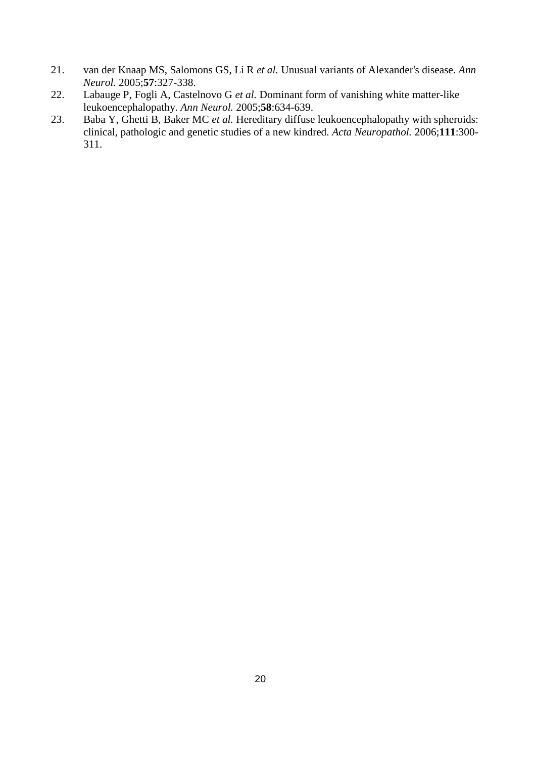21. van der Knaap MS, Salomons GS, Li R *et al.* Unusual variants of Alexander's disease. *Ann Neurol.* 2005;**57**:327-338.
22. Labauge P, Fogli A, Castelnovo G *et al.* Dominant form of vanishing white matter-like leukoencephalopathy. *Ann Neurol.* 2005;**58**:634-639.
23. Baba Y, Ghetti B, Baker MC *et al.* Hereditary diffuse leukoencephalopathy with spheroids: clinical, pathologic and genetic studies of a new kindred. *Acta Neuropathol.* 2006;**111**:300-311.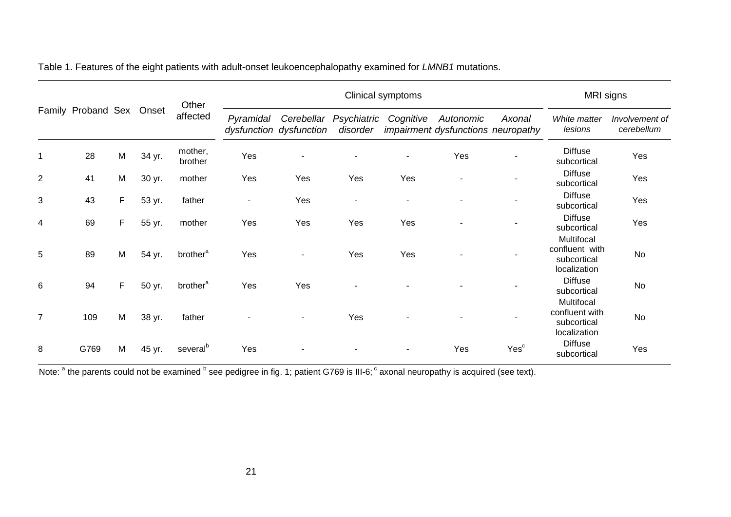Table 1. Features of the eight patients with adult-onset leukoencephalopathy examined for *LMNB1* mutations.

| Family | Proband | Sex | Onset | Other affected | Clinical symptoms | | | | | | MRI signs | |
|---|---|---|---|---|---|---|---|---|---|---|---|---|
| | | | | | *Pyramidal dysfunction* | *Cerebellar dysfunction* | *Psychiatric disorder* | *Cognitive impairment* | *Autonomic dysfunctions* | *Axonal neuropathy* | *White matter lesions* | *Involvement of cerebellum* |
| 1 | 28 | M | 34 yr. | mother, brother | Yes | - | - | - | Yes | - | Diffuse subcortical | Yes |
| 2 | 41 | M | 30 yr. | mother | Yes | Yes | Yes | Yes | - | - | Diffuse subcortical | Yes |
| 3 | 43 | F | 53 yr. | father | - | Yes | - | - | - | - | Diffuse subcortical | Yes |
| 4 | 69 | F | 55 yr. | mother | Yes | Yes | Yes | Yes | - | - | Diffuse subcortical | Yes |
| 5 | 89 | M | 54 yr. | brother[a] | Yes | - | Yes | Yes | - | - | Multifocal confluent with subcortical localization | No |
| 6 | 94 | F | 50 yr. | brother[a] | Yes | Yes | - | - | - | - | Diffuse subcortical | No |
| 7 | 109 | M | 38 yr. | father | - | - | Yes | - | - | - | Multifocal confluent with subcortical localization | No |
| 8 | G769 | M | 45 yr. | several[b] | Yes | - | - | - | Yes | Yes[c] | Diffuse subcortical | Yes |

Note: [a] the parents could not be examined [b] see pedigree in fig. 1; patient G769 is III-6; [c] axonal neuropathy is acquired (see text).